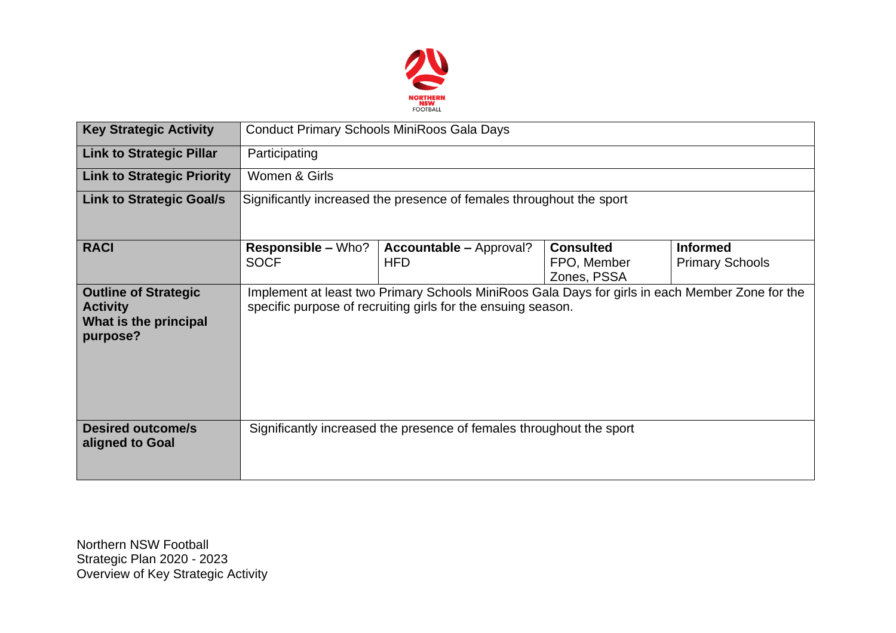NORTHERN NSW FOOTBALL

| **Key Strategic Activity** | Conduct Primary Schools MiniRoos Gala Days | | | |
|---|---|---|---|---|
| **Link to Strategic Pillar** | Participating | | | |
| **Link to Strategic Priority** | Women & Girls | | | |
| **Link to Strategic Goal/s** | Significantly increased the presence of females throughout the sport | | | |
| **RACI** | **Responsible –** Who? SOCF | **Accountable –** Approval? HFD | **Consulted** FPO, Member Zones, PSSA | **Informed** Primary Schools |
| **Outline of Strategic Activity What is the principal purpose?** | Implement at least two Primary Schools MiniRoos Gala Days for girls in each Member Zone for the specific purpose of recruiting girls for the ensuing season. | | | |
| **Desired outcome/s aligned to Goal** | Significantly increased the presence of females throughout the sport | | | |

Northern NSW Football
Strategic Plan 2020 - 2023
Overview of Key Strategic Activity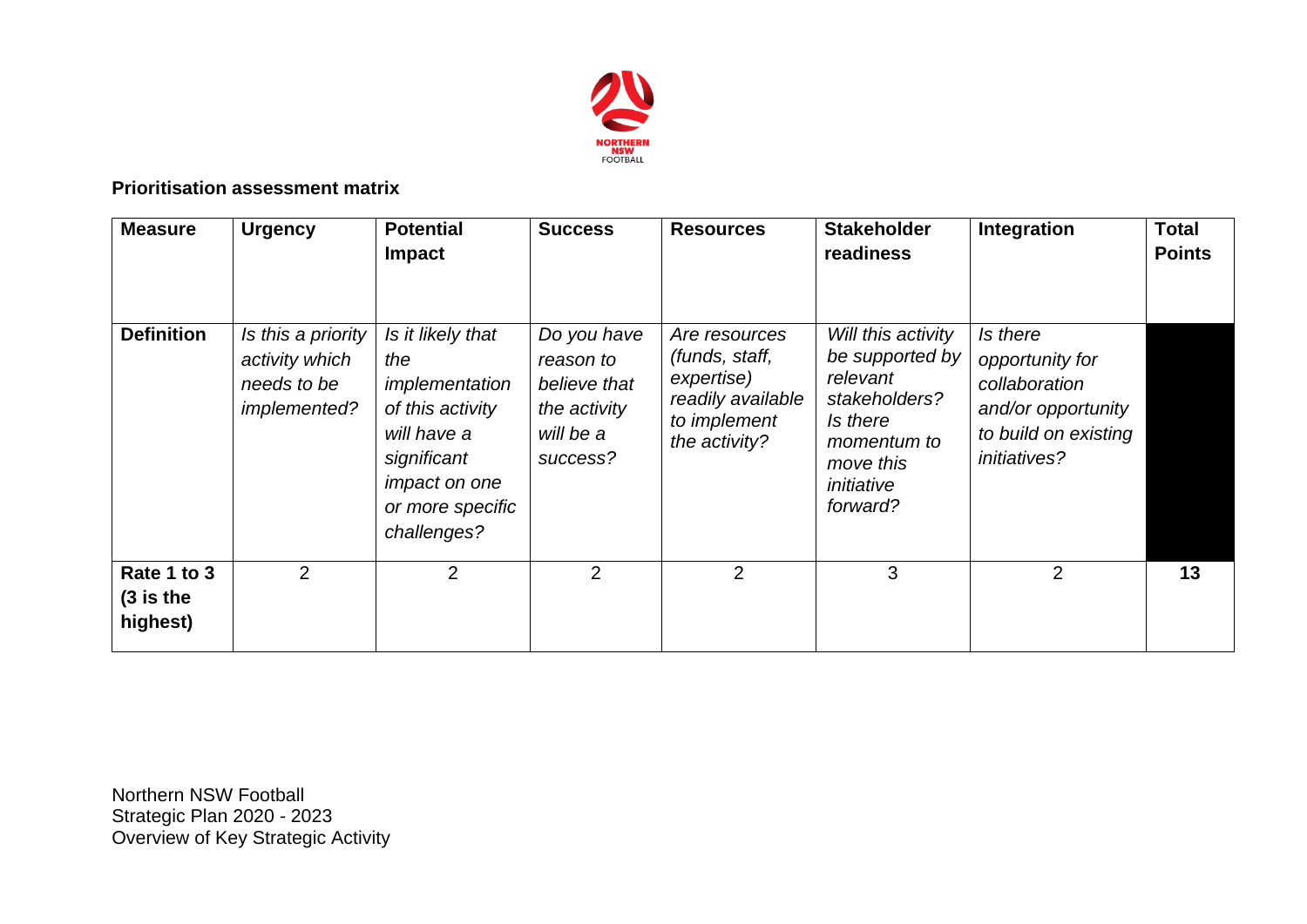**Prioritisation assessment matrix**

| Measure | Urgency | Potential Impact | Success | Resources | Stakeholder readiness | Integration | Total Points |
|---|---|---|---|---|---|---|---|
| **Definition** | *Is this a priority activity which needs to be implemented?* | *Is it likely that the implementation of this activity will have a significant impact on one or more specific challenges?* | *Do you have reason to believe that the activity will be a success?* | *Are resources (funds, staff, expertise) readily available to implement the activity?* | *Will this activity be supported by relevant stakeholders? Is there momentum to move this initiative forward?* | *Is there opportunity for collaboration and/or opportunity to build on existing initiatives?* | |
| **Rate 1 to 3 (3 is the highest)** | 2 | 2 | 2 | 2 | 3 | 2 | **13** |

Northern NSW Football
Strategic Plan 2020 - 2023
Overview of Key Strategic Activity